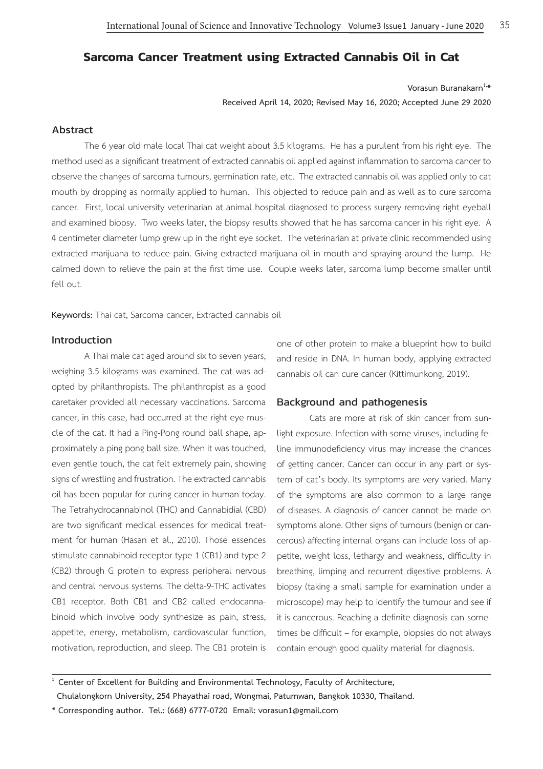# Sarcoma Cancer Treatment using Extracted Cannabis Oil in Cat

Vorasun Buranakarn[1,*]

Received April 14, 2020; Revised May 16, 2020; Accepted June 29 2020

## Abstract

The 6 year old male local Thai cat weight about 3.5 kilograms. He has a purulent from his right eye. The method used as a significant treatment of extracted cannabis oil applied against inflammation to sarcoma cancer to observe the changes of sarcoma tumours, germination rate, etc. The extracted cannabis oil was applied only to cat mouth by dropping as normally applied to human. This objected to reduce pain and as well as to cure sarcoma cancer. First, local university veterinarian at animal hospital diagnosed to process surgery removing right eyeball and examined biopsy. Two weeks later, the biopsy results showed that he has sarcoma cancer in his right eye. A 4 centimeter diameter lump grew up in the right eye socket. The veterinarian at private clinic recommended using extracted marijuana to reduce pain. Giving extracted marijuana oil in mouth and spraying around the lump. He calmed down to relieve the pain at the first time use. Couple weeks later, sarcoma lump become smaller until fell out.

**Keywords:** Thai cat, Sarcoma cancer, Extracted cannabis oil

## Introduction

A Thai male cat aged around six to seven years, weighing 3.5 kilograms was examined. The cat was adopted by philanthropists. The philanthropist as a good caretaker provided all necessary vaccinations. Sarcoma cancer, in this case, had occurred at the right eye muscle of the cat. It had a Ping-Pong round ball shape, approximately a ping pong ball size. When it was touched, even gentle touch, the cat felt extremely pain, showing signs of wrestling and frustration. The extracted cannabis oil has been popular for curing cancer in human today. The Tetrahydrocannabinol (THC) and Cannabidial (CBD) are two significant medical essences for medical treatment for human (Hasan et al., 2010). Those essences stimulate cannabinoid receptor type 1 (CB1) and type 2 (CB2) through G protein to express peripheral nervous and central nervous systems. The delta-9-THC activates CB1 receptor. Both CB1 and CB2 called endocannabinoid which involve body synthesize as pain, stress, appetite, energy, metabolism, cardiovascular function, motivation, reproduction, and sleep. The CB1 protein is one of other protein to make a blueprint how to build and reside in DNA. In human body, applying extracted cannabis oil can cure cancer (Kittimunkong, 2019).

## Background and pathogenesis

Cats are more at risk of skin cancer from sunlight exposure. Infection with some viruses, including feline immunodeficiency virus may increase the chances of getting cancer. Cancer can occur in any part or system of cat's body. Its symptoms are very varied. Many of the symptoms are also common to a large range of diseases. A diagnosis of cancer cannot be made on symptoms alone. Other signs of tumours (benign or cancerous) affecting internal organs can include loss of appetite, weight loss, lethargy and weakness, difficulty in breathing, limping and recurrent digestive problems. A biopsy (taking a small sample for examination under a microscope) may help to identify the tumour and see if it is cancerous. Reaching a definite diagnosis can sometimes be difficult – for example, biopsies do not always contain enough good quality material for diagnosis.

---

[1] Center of Excellent for Building and Environmental Technology, Faculty of Architecture, Chulalongkorn University, 254 Phayathai road, Wongmai, Patumwan, Bangkok 10330, Thailand.

\* Corresponding author. Tel.: (668) 6777-0720 Email: vorasun1@gmail.com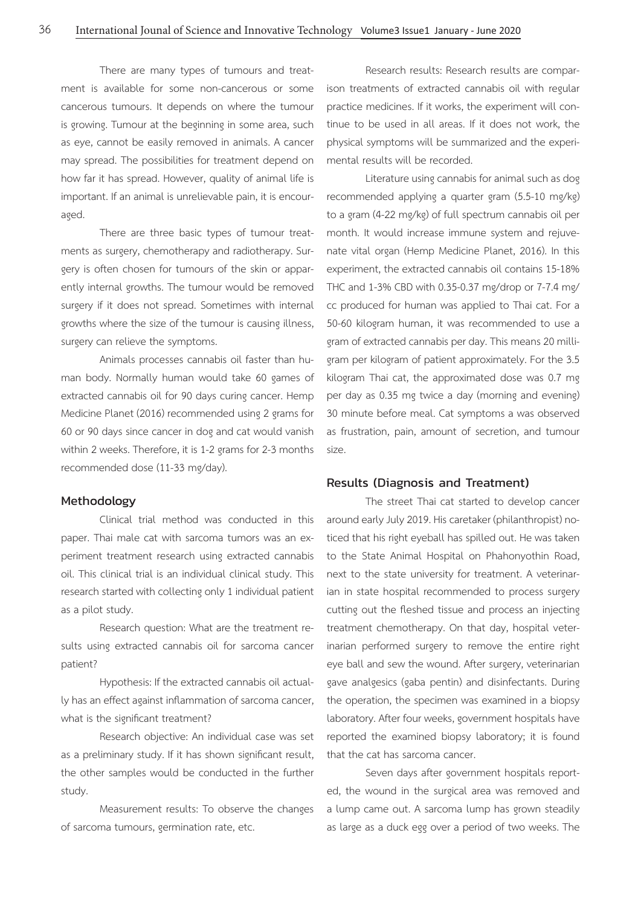There are many types of tumours and treatment is available for some non-cancerous or some cancerous tumours. It depends on where the tumour is growing. Tumour at the beginning in some area, such as eye, cannot be easily removed in animals. A cancer may spread. The possibilities for treatment depend on how far it has spread. However, quality of animal life is important. If an animal is unrelievable pain, it is encouraged.

There are three basic types of tumour treatments as surgery, chemotherapy and radiotherapy. Surgery is often chosen for tumours of the skin or apparently internal growths. The tumour would be removed surgery if it does not spread. Sometimes with internal growths where the size of the tumour is causing illness, surgery can relieve the symptoms.

Animals processes cannabis oil faster than human body. Normally human would take 60 games of extracted cannabis oil for 90 days curing cancer. Hemp Medicine Planet (2016) recommended using 2 grams for 60 or 90 days since cancer in dog and cat would vanish within 2 weeks. Therefore, it is 1-2 grams for 2-3 months recommended dose (11-33 mg/day).

## Methodology

Clinical trial method was conducted in this paper. Thai male cat with sarcoma tumors was an experiment treatment research using extracted cannabis oil. This clinical trial is an individual clinical study. This research started with collecting only 1 individual patient as a pilot study.

Research question: What are the treatment results using extracted cannabis oil for sarcoma cancer patient?

Hypothesis: If the extracted cannabis oil actually has an effect against inflammation of sarcoma cancer, what is the significant treatment?

Research objective: An individual case was set as a preliminary study. If it has shown significant result, the other samples would be conducted in the further study.

Measurement results: To observe the changes of sarcoma tumours, germination rate, etc.

Research results: Research results are comparison treatments of extracted cannabis oil with regular practice medicines. If it works, the experiment will continue to be used in all areas. If it does not work, the physical symptoms will be summarized and the experimental results will be recorded.

Literature using cannabis for animal such as dog recommended applying a quarter gram (5.5-10 mg/kg) to a gram (4-22 mg/kg) of full spectrum cannabis oil per month. It would increase immune system and rejuvenate vital organ (Hemp Medicine Planet, 2016). In this experiment, the extracted cannabis oil contains 15-18% THC and 1-3% CBD with 0.35-0.37 mg/drop or 7-7.4 mg/cc produced for human was applied to Thai cat. For a 50-60 kilogram human, it was recommended to use a gram of extracted cannabis per day. This means 20 milligram per kilogram of patient approximately. For the 3.5 kilogram Thai cat, the approximated dose was 0.7 mg per day as 0.35 mg twice a day (morning and evening) 30 minute before meal. Cat symptoms a was observed as frustration, pain, amount of secretion, and tumour size.

## Results (Diagnosis and Treatment)

The street Thai cat started to develop cancer around early July 2019. His caretaker (philanthropist) noticed that his right eyeball has spilled out. He was taken to the State Animal Hospital on Phahonyothin Road, next to the state university for treatment. A veterinarian in state hospital recommended to process surgery cutting out the fleshed tissue and process an injecting treatment chemotherapy. On that day, hospital veterinarian performed surgery to remove the entire right eye ball and sew the wound. After surgery, veterinarian gave analgesics (gaba pentin) and disinfectants. During the operation, the specimen was examined in a biopsy laboratory. After four weeks, government hospitals have reported the examined biopsy laboratory; it is found that the cat has sarcoma cancer.

Seven days after government hospitals reported, the wound in the surgical area was removed and a lump came out. A sarcoma lump has grown steadily as large as a duck egg over a period of two weeks. The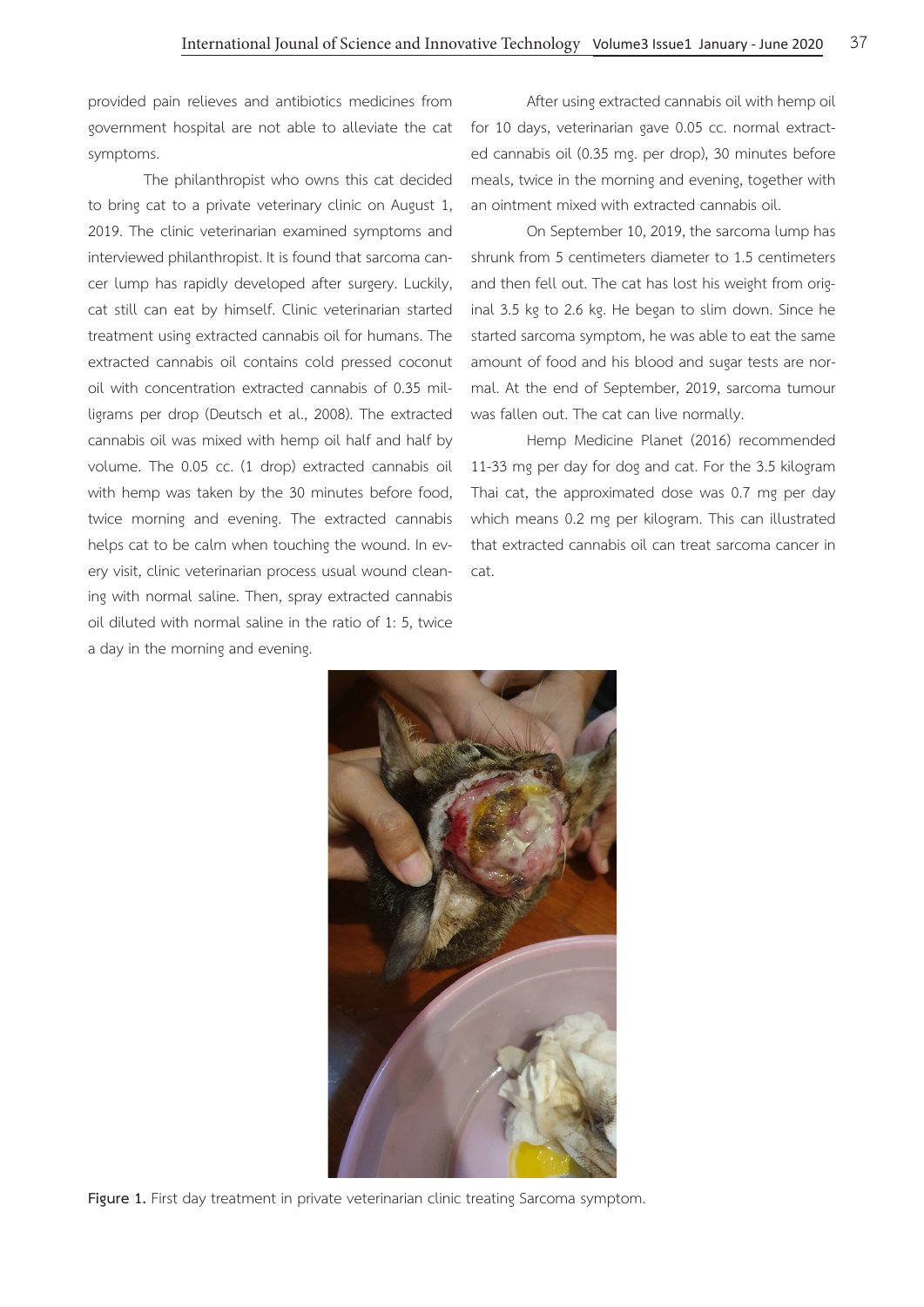provided pain relieves and antibiotics medicines from government hospital are not able to alleviate the cat symptoms.

The philanthropist who owns this cat decided to bring cat to a private veterinary clinic on August 1, 2019. The clinic veterinarian examined symptoms and interviewed philanthropist. It is found that sarcoma cancer lump has rapidly developed after surgery. Luckily, cat still can eat by himself. Clinic veterinarian started treatment using extracted cannabis oil for humans. The extracted cannabis oil contains cold pressed coconut oil with concentration extracted cannabis of 0.35 milligrams per drop (Deutsch et al., 2008). The extracted cannabis oil was mixed with hemp oil half and half by volume. The 0.05 cc. (1 drop) extracted cannabis oil with hemp was taken by the 30 minutes before food, twice morning and evening. The extracted cannabis helps cat to be calm when touching the wound. In every visit, clinic veterinarian process usual wound cleaning with normal saline. Then, spray extracted cannabis oil diluted with normal saline in the ratio of 1: 5, twice a day in the morning and evening.

After using extracted cannabis oil with hemp oil for 10 days, veterinarian gave 0.05 cc. normal extracted cannabis oil (0.35 mg. per drop), 30 minutes before meals, twice in the morning and evening, together with an ointment mixed with extracted cannabis oil.

On September 10, 2019, the sarcoma lump has shrunk from 5 centimeters diameter to 1.5 centimeters and then fell out. The cat has lost his weight from original 3.5 kg to 2.6 kg. He began to slim down. Since he started sarcoma symptom, he was able to eat the same amount of food and his blood and sugar tests are normal. At the end of September, 2019, sarcoma tumour was fallen out. The cat can live normally.

Hemp Medicine Planet (2016) recommended 11-33 mg per day for dog and cat. For the 3.5 kilogram Thai cat, the approximated dose was 0.7 mg per day which means 0.2 mg per kilogram. This can illustrated that extracted cannabis oil can treat sarcoma cancer in cat.

**Figure 1.** First day treatment in private veterinarian clinic treating Sarcoma symptom.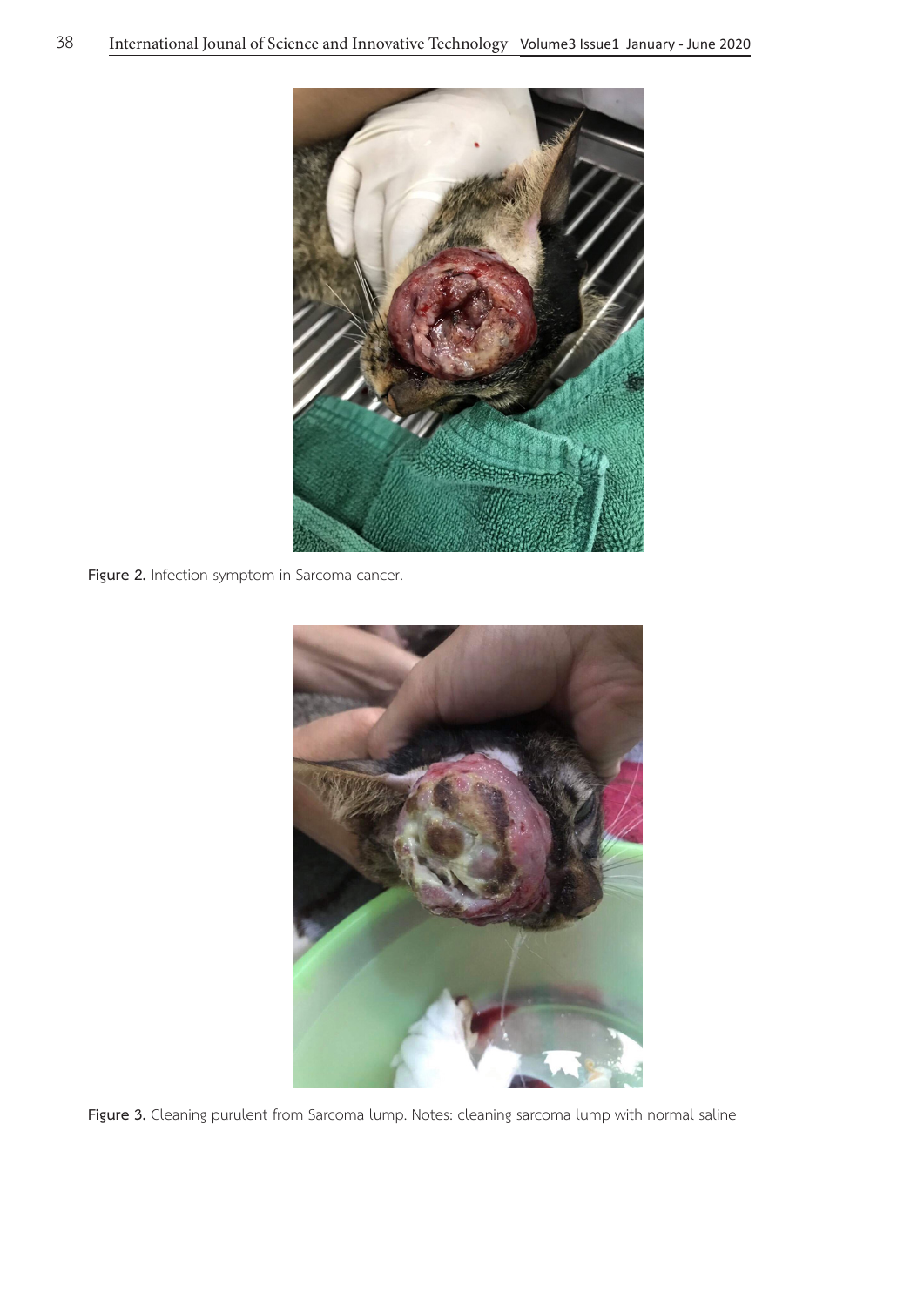Figure 2. Infection symptom in Sarcoma cancer.

Figure 3. Cleaning purulent from Sarcoma lump. Notes: cleaning sarcoma lump with normal saline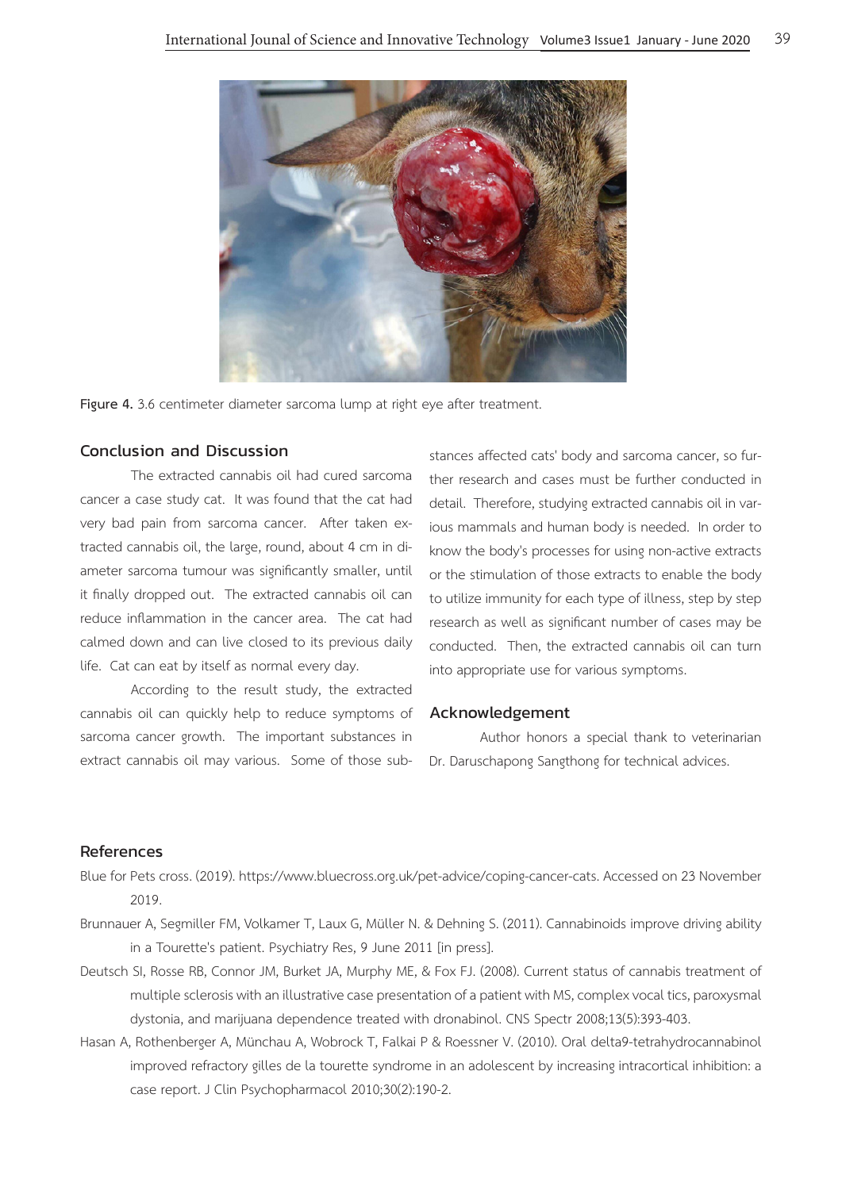Figure 4. 3.6 centimeter diameter sarcoma lump at right eye after treatment.

## Conclusion and Discussion

The extracted cannabis oil had cured sarcoma cancer a case study cat. It was found that the cat had very bad pain from sarcoma cancer. After taken extracted cannabis oil, the large, round, about 4 cm in diameter sarcoma tumour was significantly smaller, until it finally dropped out. The extracted cannabis oil can reduce inflammation in the cancer area. The cat had calmed down and can live closed to its previous daily life. Cat can eat by itself as normal every day.

According to the result study, the extracted cannabis oil can quickly help to reduce symptoms of sarcoma cancer growth. The important substances in extract cannabis oil may various. Some of those substances affected cats' body and sarcoma cancer, so further research and cases must be further conducted in detail. Therefore, studying extracted cannabis oil in various mammals and human body is needed. In order to know the body's processes for using non-active extracts or the stimulation of those extracts to enable the body to utilize immunity for each type of illness, step by step research as well as significant number of cases may be conducted. Then, the extracted cannabis oil can turn into appropriate use for various symptoms.

## Acknowledgement

Author honors a special thank to veterinarian Dr. Daruschapong Sangthong for technical advices.

## References

Blue for Pets cross. (2019). https://www.bluecross.org.uk/pet-advice/coping-cancer-cats. Accessed on 23 November 2019.

Brunnauer A, Segmiller FM, Volkamer T, Laux G, Müller N. & Dehning S. (2011). Cannabinoids improve driving ability in a Tourette's patient. Psychiatry Res, 9 June 2011 [in press].

Deutsch SI, Rosse RB, Connor JM, Burket JA, Murphy ME, & Fox FJ. (2008). Current status of cannabis treatment of multiple sclerosis with an illustrative case presentation of a patient with MS, complex vocal tics, paroxysmal dystonia, and marijuana dependence treated with dronabinol. CNS Spectr 2008;13(5):393-403.

Hasan A, Rothenberger A, Münchau A, Wobrock T, Falkai P & Roessner V. (2010). Oral delta9-tetrahydrocannabinol improved refractory gilles de la tourette syndrome in an adolescent by increasing intracortical inhibition: a case report. J Clin Psychopharmacol 2010;30(2):190-2.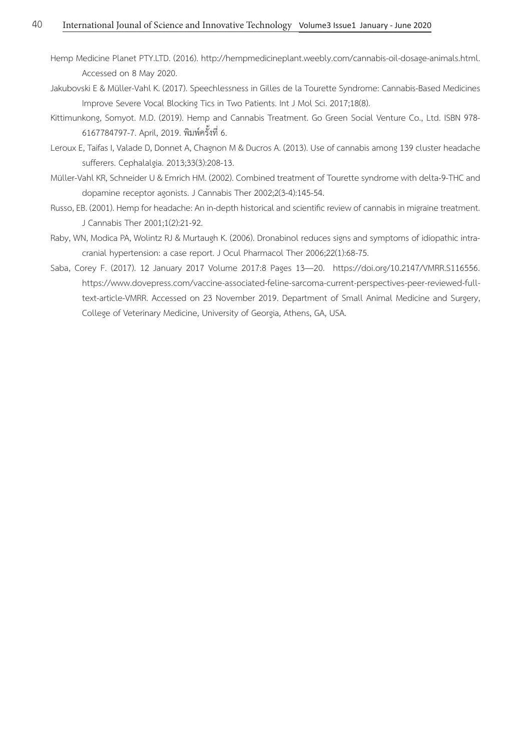Hemp Medicine Planet PTY.LTD. (2016). http://hempmedicineplant.weebly.com/cannabis-oil-dosage-animals.html. Accessed on 8 May 2020.

Jakubovski E & Müller-Vahl K. (2017). Speechlessness in Gilles de la Tourette Syndrome: Cannabis-Based Medicines Improve Severe Vocal Blocking Tics in Two Patients. Int J Mol Sci. 2017;18(8).

Kittimunkong, Somyot. M.D. (2019). Hemp and Cannabis Treatment. Go Green Social Venture Co., Ltd. ISBN 978-6167784797-7. April, 2019. พิมพ์ครั้งที่ 6.

Leroux E, Taifas I, Valade D, Donnet A, Chagnon M & Ducros A. (2013). Use of cannabis among 139 cluster headache sufferers. Cephalalgia. 2013;33(3):208-13.

Müller-Vahl KR, Schneider U & Emrich HM. (2002). Combined treatment of Tourette syndrome with delta-9-THC and dopamine receptor agonists. J Cannabis Ther 2002;2(3-4):145-54.

Russo, EB. (2001). Hemp for headache: An in-depth historical and scientific review of cannabis in migraine treatment. J Cannabis Ther 2001;1(2):21-92.

Raby, WN, Modica PA, Wolintz RJ & Murtaugh K. (2006). Dronabinol reduces signs and symptoms of idiopathic intra-cranial hypertension: a case report. J Ocul Pharmacol Ther 2006;22(1):68-75.

Saba, Corey F. (2017). 12 January 2017 Volume 2017:8 Pages 13—20. https://doi.org/10.2147/VMRR.S116556. https://www.dovepress.com/vaccine-associated-feline-sarcoma-current-perspectives-peer-reviewed-full-text-article-VMRR. Accessed on 23 November 2019. Department of Small Animal Medicine and Surgery, College of Veterinary Medicine, University of Georgia, Athens, GA, USA.